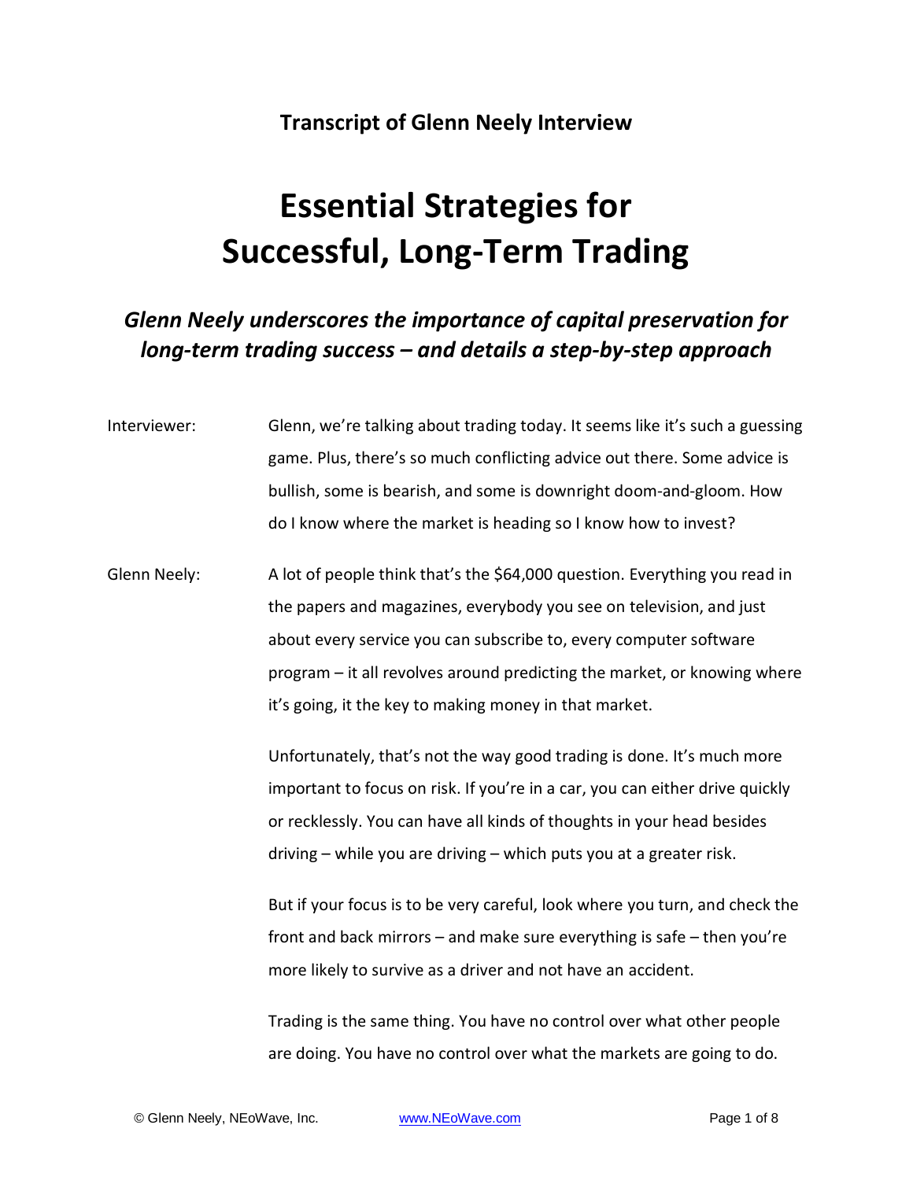**Transcript of Glenn Neely Interview**

# Essential Strategies for Successful, Long-Term Trading

## *Glenn Neely underscores the importance of capital preservation for long-term trading success – and details a step-by-step approach*

Interviewer: Glenn, we're talking about trading today. It seems like it's such a guessing game. Plus, there's so much conflicting advice out there. Some advice is bullish, some is bearish, and some is downright doom-and-gloom. How do I know where the market is heading so I know how to invest?

Glenn Neely: A lot of people think that's the $64,000 question. Everything you read in the papers and magazines, everybody you see on television, and just about every service you can subscribe to, every computer software program – it all revolves around predicting the market, or knowing where it's going, it the key to making money in that market.

Unfortunately, that's not the way good trading is done. It's much more important to focus on risk. If you're in a car, you can either drive quickly or recklessly. You can have all kinds of thoughts in your head besides driving – while you are driving – which puts you at a greater risk.

But if your focus is to be very careful, look where you turn, and check the front and back mirrors – and make sure everything is safe – then you're more likely to survive as a driver and not have an accident.

Trading is the same thing. You have no control over what other people are doing. You have no control over what the markets are going to do.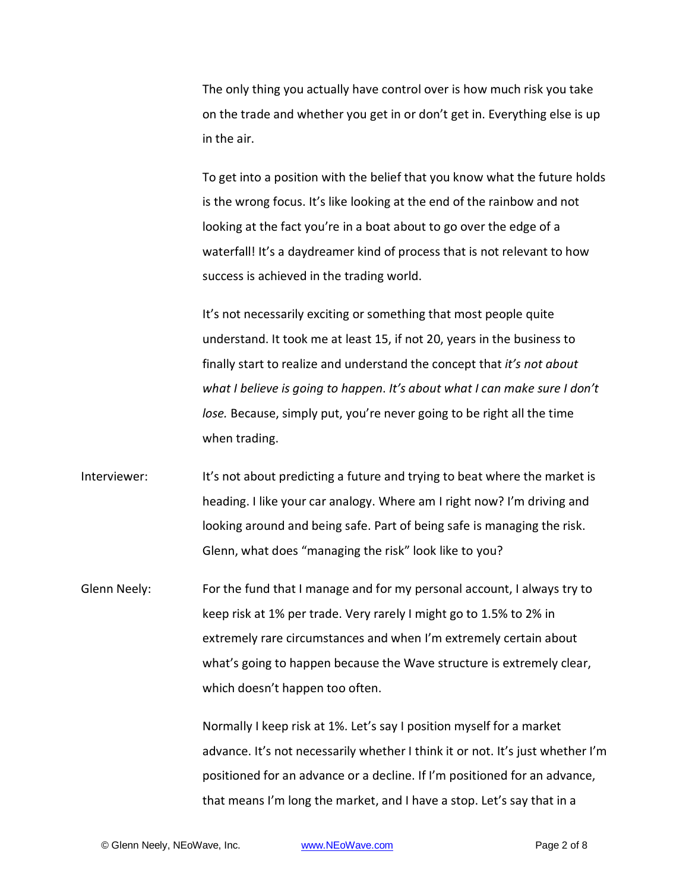The only thing you actually have control over is how much risk you take on the trade and whether you get in or don't get in. Everything else is up in the air.

To get into a position with the belief that you know what the future holds is the wrong focus. It's like looking at the end of the rainbow and not looking at the fact you're in a boat about to go over the edge of a waterfall! It's a daydreamer kind of process that is not relevant to how success is achieved in the trading world.

It's not necessarily exciting or something that most people quite understand. It took me at least 15, if not 20, years in the business to finally start to realize and understand the concept that *it's not about what I believe is going to happen*. *It's about what I can make sure I don't lose.* Because, simply put, you're never going to be right all the time when trading.

Interviewer: It's not about predicting a future and trying to beat where the market is heading. I like your car analogy. Where am I right now? I'm driving and looking around and being safe. Part of being safe is managing the risk. Glenn, what does "managing the risk" look like to you?

Glenn Neely: For the fund that I manage and for my personal account, I always try to keep risk at 1% per trade. Very rarely I might go to 1.5% to 2% in extremely rare circumstances and when I'm extremely certain about what's going to happen because the Wave structure is extremely clear, which doesn't happen too often.

Normally I keep risk at 1%. Let's say I position myself for a market advance. It's not necessarily whether I think it or not. It's just whether I'm positioned for an advance or a decline. If I'm positioned for an advance, that means I'm long the market, and I have a stop. Let's say that in a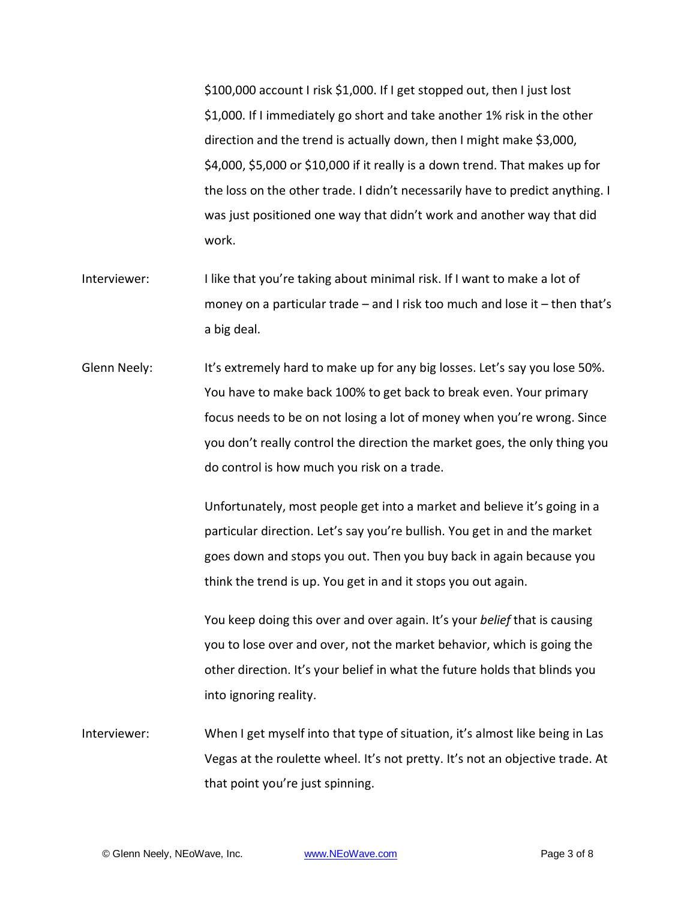$100,000 account I risk $1,000. If I get stopped out, then I just lost $1,000. If I immediately go short and take another 1% risk in the other direction and the trend is actually down, then I might make $3,000, $4,000, $5,000 or $10,000 if it really is a down trend. That makes up for the loss on the other trade. I didn't necessarily have to predict anything. I was just positioned one way that didn't work and another way that did work.

Interviewer: I like that you're taking about minimal risk. If I want to make a lot of money on a particular trade – and I risk too much and lose it – then that's a big deal.

Glenn Neely: It's extremely hard to make up for any big losses. Let's say you lose 50%. You have to make back 100% to get back to break even. Your primary focus needs to be on not losing a lot of money when you're wrong. Since you don't really control the direction the market goes, the only thing you do control is how much you risk on a trade.

Unfortunately, most people get into a market and believe it's going in a particular direction. Let's say you're bullish. You get in and the market goes down and stops you out. Then you buy back in again because you think the trend is up. You get in and it stops you out again.

You keep doing this over and over again. It's your *belief* that is causing you to lose over and over, not the market behavior, which is going the other direction. It's your belief in what the future holds that blinds you into ignoring reality.

Interviewer: When I get myself into that type of situation, it's almost like being in Las Vegas at the roulette wheel. It's not pretty. It's not an objective trade. At that point you're just spinning.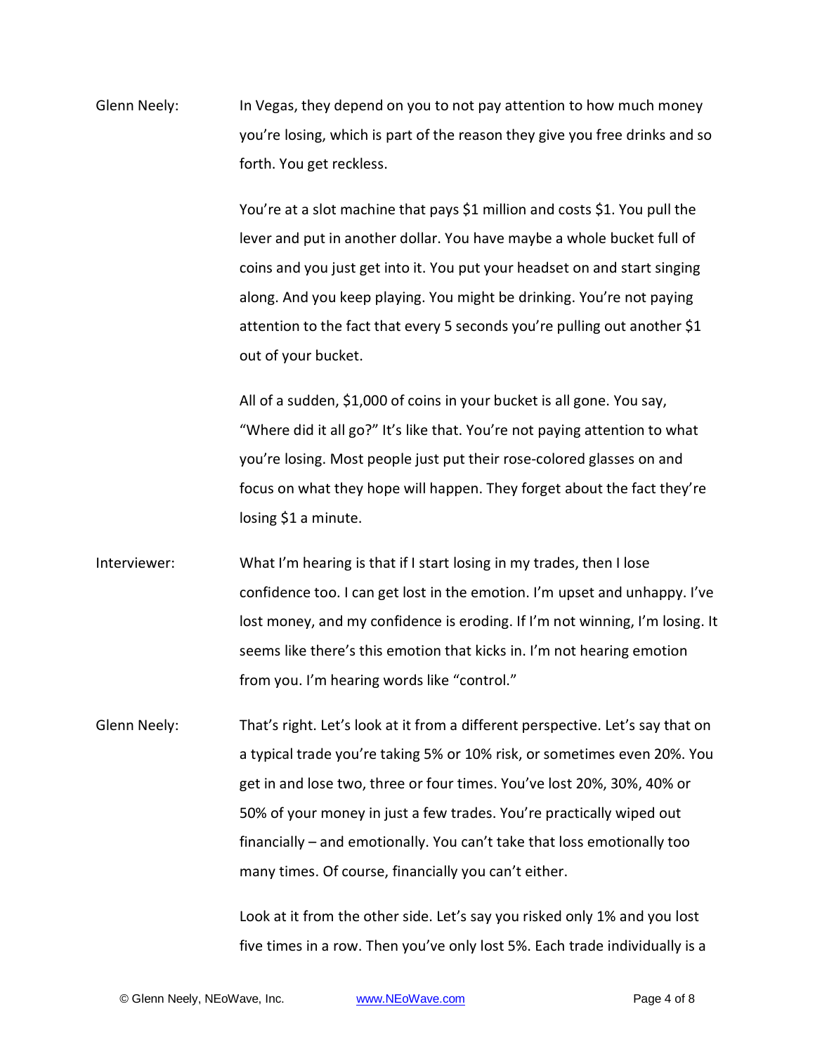**Glenn Neely:** In Vegas, they depend on you to not pay attention to how much money you're losing, which is part of the reason they give you free drinks and so forth. You get reckless.

You're at a slot machine that pays $1 million and costs $1. You pull the lever and put in another dollar. You have maybe a whole bucket full of coins and you just get into it. You put your headset on and start singing along. And you keep playing. You might be drinking. You're not paying attention to the fact that every 5 seconds you're pulling out another $1 out of your bucket.

All of a sudden, $1,000 of coins in your bucket is all gone. You say, "Where did it all go?" It's like that. You're not paying attention to what you're losing. Most people just put their rose-colored glasses on and focus on what they hope will happen. They forget about the fact they're losing $1 a minute.

**Interviewer:** What I'm hearing is that if I start losing in my trades, then I lose confidence too. I can get lost in the emotion. I'm upset and unhappy. I've lost money, and my confidence is eroding. If I'm not winning, I'm losing. It seems like there's this emotion that kicks in. I'm not hearing emotion from you. I'm hearing words like "control."

**Glenn Neely:** That's right. Let's look at it from a different perspective. Let's say that on a typical trade you're taking 5% or 10% risk, or sometimes even 20%. You get in and lose two, three or four times. You've lost 20%, 30%, 40% or 50% of your money in just a few trades. You're practically wiped out financially – and emotionally. You can't take that loss emotionally too many times. Of course, financially you can't either.

Look at it from the other side. Let's say you risked only 1% and you lost five times in a row. Then you've only lost 5%. Each trade individually is a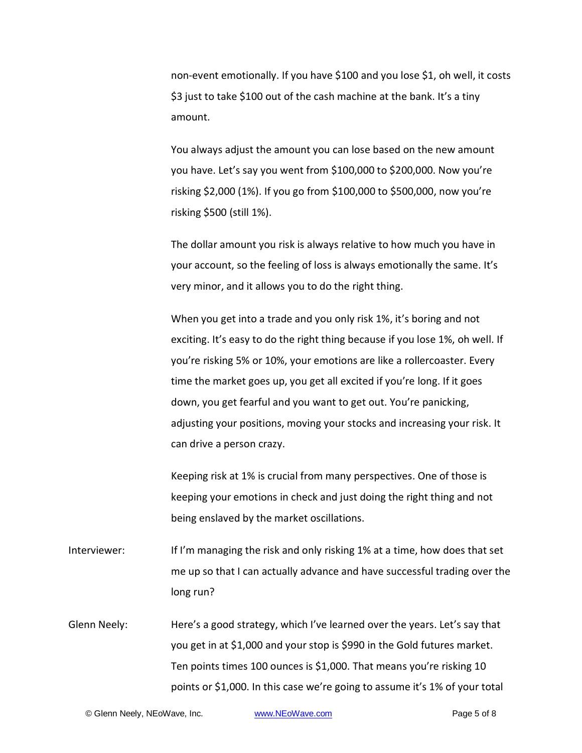non-event emotionally. If you have $100 and you lose $1, oh well, it costs $3 just to take $100 out of the cash machine at the bank. It's a tiny amount.

You always adjust the amount you can lose based on the new amount you have. Let's say you went from $100,000 to $200,000. Now you're risking $2,000 (1%). If you go from $100,000 to $500,000, now you're risking $500 (still 1%).

The dollar amount you risk is always relative to how much you have in your account, so the feeling of loss is always emotionally the same. It's very minor, and it allows you to do the right thing.

When you get into a trade and you only risk 1%, it's boring and not exciting. It's easy to do the right thing because if you lose 1%, oh well. If you're risking 5% or 10%, your emotions are like a rollercoaster. Every time the market goes up, you get all excited if you're long. If it goes down, you get fearful and you want to get out. You're panicking, adjusting your positions, moving your stocks and increasing your risk. It can drive a person crazy.

Keeping risk at 1% is crucial from many perspectives. One of those is keeping your emotions in check and just doing the right thing and not being enslaved by the market oscillations.

**Interviewer:** If I'm managing the risk and only risking 1% at a time, how does that set me up so that I can actually advance and have successful trading over the long run?

**Glenn Neely:** Here's a good strategy, which I've learned over the years. Let's say that you get in at $1,000 and your stop is $990 in the Gold futures market. Ten points times 100 ounces is $1,000. That means you're risking 10 points or $1,000. In this case we're going to assume it's 1% of your total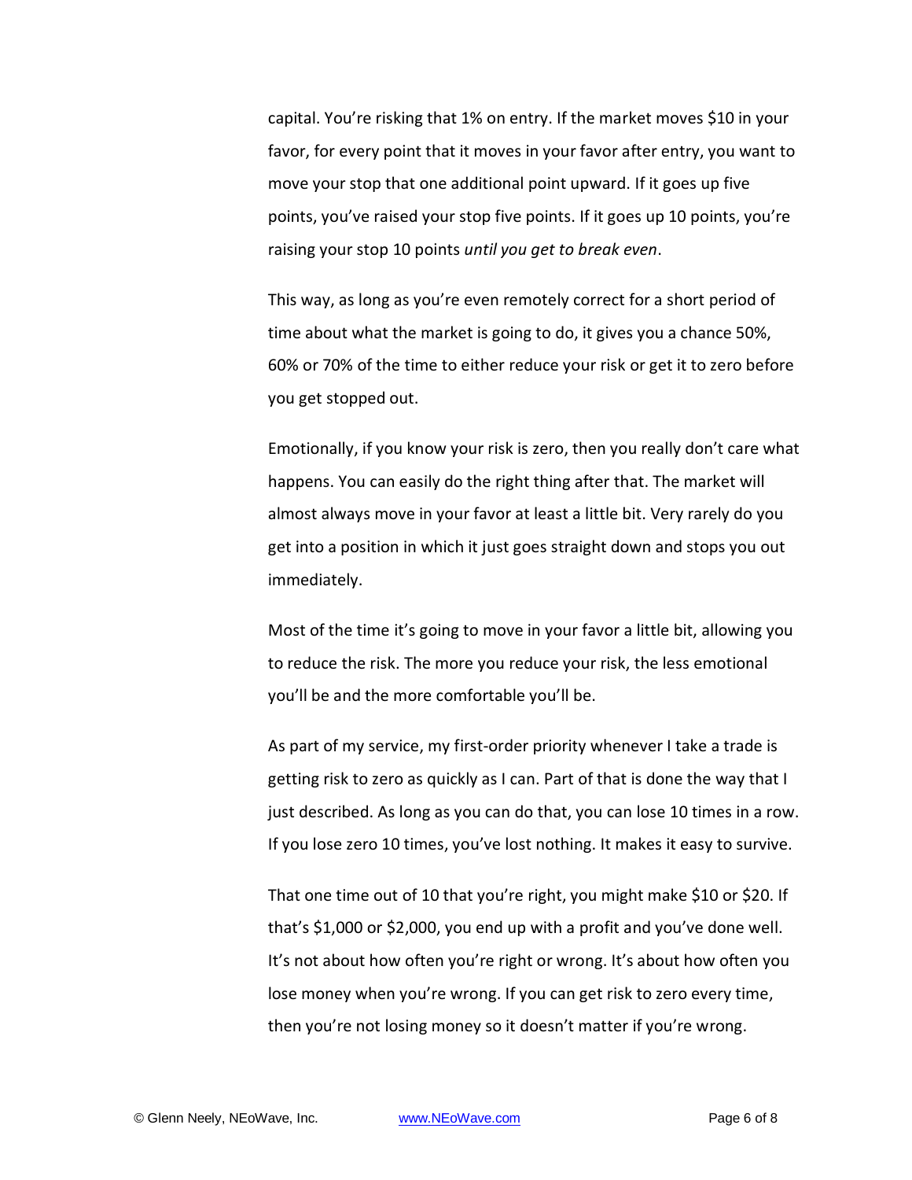capital. You're risking that 1% on entry. If the market moves $10 in your favor, for every point that it moves in your favor after entry, you want to move your stop that one additional point upward. If it goes up five points, you've raised your stop five points. If it goes up 10 points, you're raising your stop 10 points *until you get to break even*.

This way, as long as you're even remotely correct for a short period of time about what the market is going to do, it gives you a chance 50%, 60% or 70% of the time to either reduce your risk or get it to zero before you get stopped out.

Emotionally, if you know your risk is zero, then you really don't care what happens. You can easily do the right thing after that. The market will almost always move in your favor at least a little bit. Very rarely do you get into a position in which it just goes straight down and stops you out immediately.

Most of the time it's going to move in your favor a little bit, allowing you to reduce the risk. The more you reduce your risk, the less emotional you'll be and the more comfortable you'll be.

As part of my service, my first-order priority whenever I take a trade is getting risk to zero as quickly as I can. Part of that is done the way that I just described. As long as you can do that, you can lose 10 times in a row. If you lose zero 10 times, you've lost nothing. It makes it easy to survive.

That one time out of 10 that you're right, you might make $10 or $20. If that's $1,000 or $2,000, you end up with a profit and you've done well. It's not about how often you're right or wrong. It's about how often you lose money when you're wrong. If you can get risk to zero every time, then you're not losing money so it doesn't matter if you're wrong.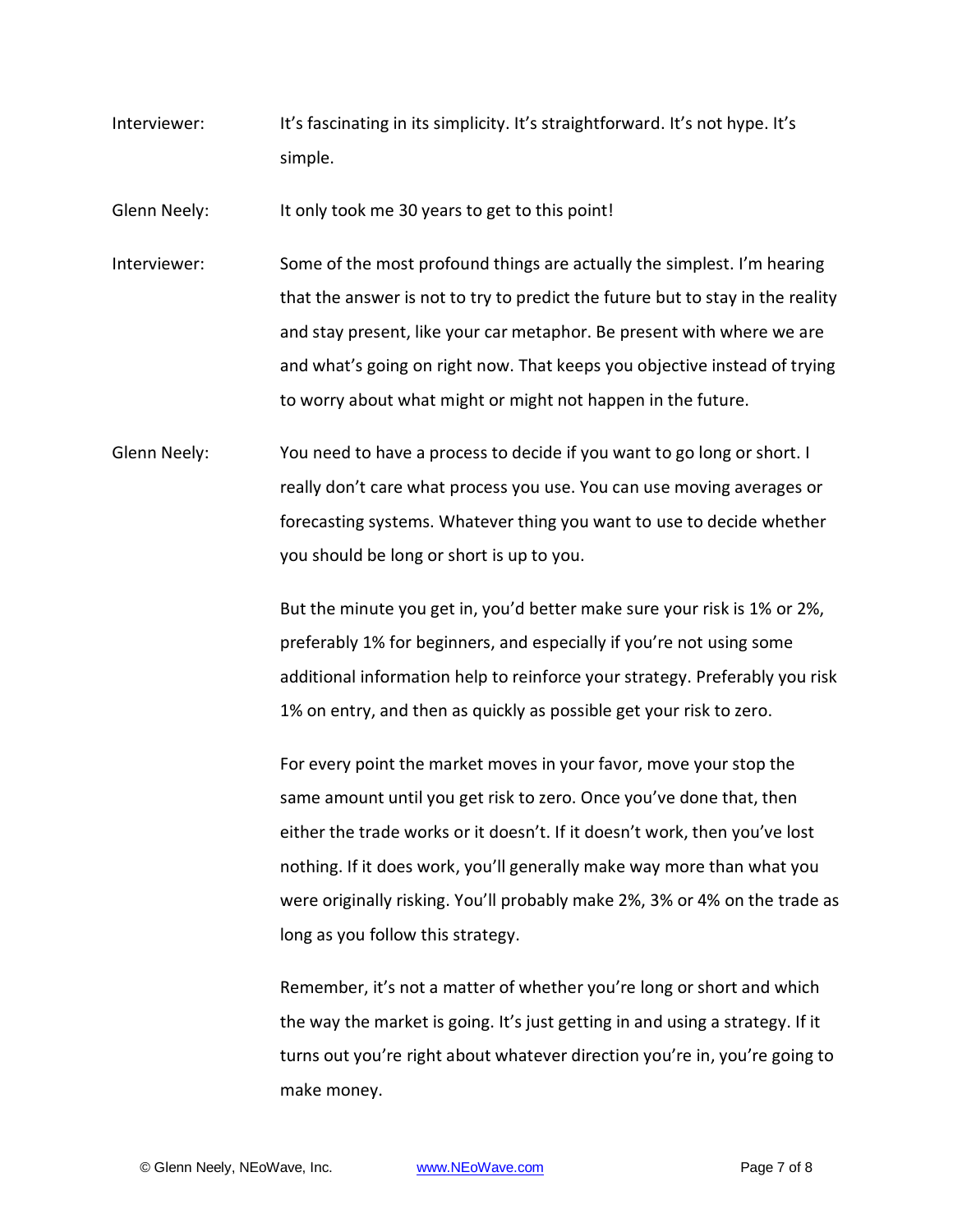**Interviewer:** It's fascinating in its simplicity. It's straightforward. It's not hype. It's simple.

**Glenn Neely:** It only took me 30 years to get to this point!

**Interviewer:** Some of the most profound things are actually the simplest. I'm hearing that the answer is not to try to predict the future but to stay in the reality and stay present, like your car metaphor. Be present with where we are and what's going on right now. That keeps you objective instead of trying to worry about what might or might not happen in the future.

**Glenn Neely:** You need to have a process to decide if you want to go long or short. I really don't care what process you use. You can use moving averages or forecasting systems. Whatever thing you want to use to decide whether you should be long or short is up to you.

But the minute you get in, you'd better make sure your risk is 1% or 2%, preferably 1% for beginners, and especially if you're not using some additional information help to reinforce your strategy. Preferably you risk 1% on entry, and then as quickly as possible get your risk to zero.

For every point the market moves in your favor, move your stop the same amount until you get risk to zero. Once you've done that, then either the trade works or it doesn't. If it doesn't work, then you've lost nothing. If it does work, you'll generally make way more than what you were originally risking. You'll probably make 2%, 3% or 4% on the trade as long as you follow this strategy.

Remember, it's not a matter of whether you're long or short and which the way the market is going. It's just getting in and using a strategy. If it turns out you're right about whatever direction you're in, you're going to make money.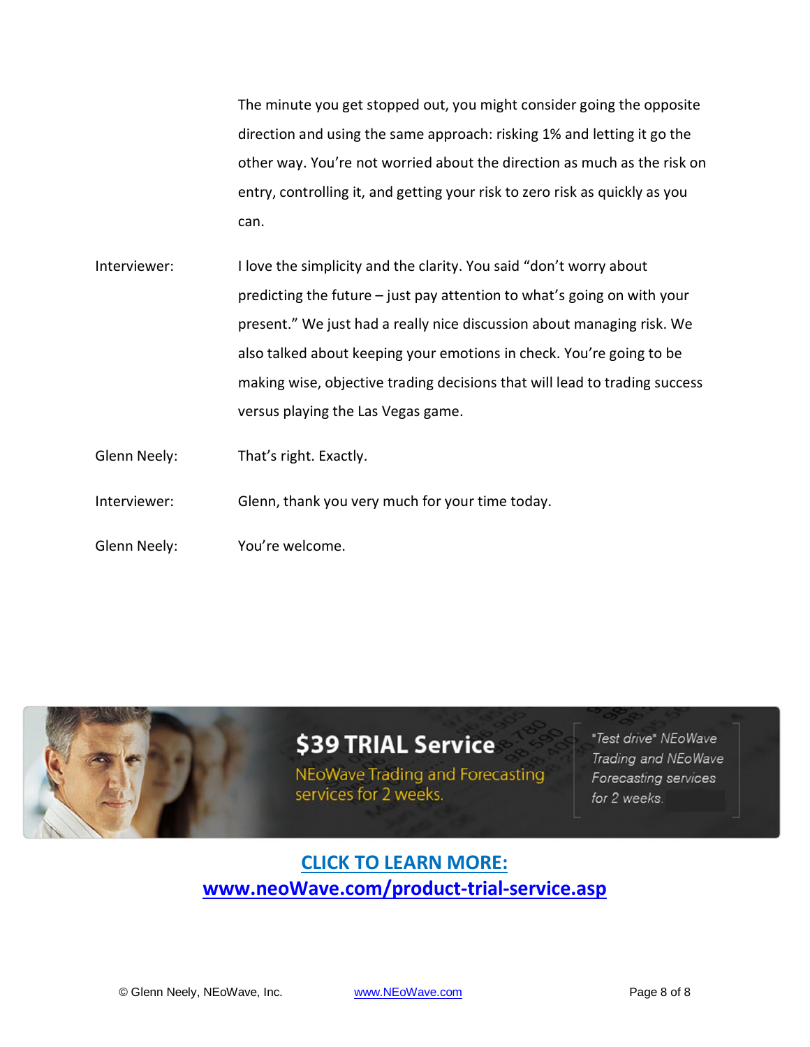The minute you get stopped out, you might consider going the opposite direction and using the same approach: risking 1% and letting it go the other way. You're not worried about the direction as much as the risk on entry, controlling it, and getting your risk to zero risk as quickly as you can.

**Interviewer:** I love the simplicity and the clarity. You said "don't worry about predicting the future – just pay attention to what's going on with your present." We just had a really nice discussion about managing risk. We also talked about keeping your emotions in check. You're going to be making wise, objective trading decisions that will lead to trading success versus playing the Las Vegas game.

**Glenn Neely:** That's right. Exactly.

**Interviewer:** Glenn, thank you very much for your time today.

**Glenn Neely:** You're welcome.

**$39 TRIAL Service**

NEoWave Trading and Forecasting services for 2 weeks.

*"Test drive" NEoWave Trading and NEoWave Forecasting services for 2 weeks.*

**[CLICK TO LEARN MORE: www.neoWave.com/product-trial-service.asp](www.neoWave.com/product-trial-service.asp)**

© Glenn Neely, NEoWave, Inc. www.NEoWave.com